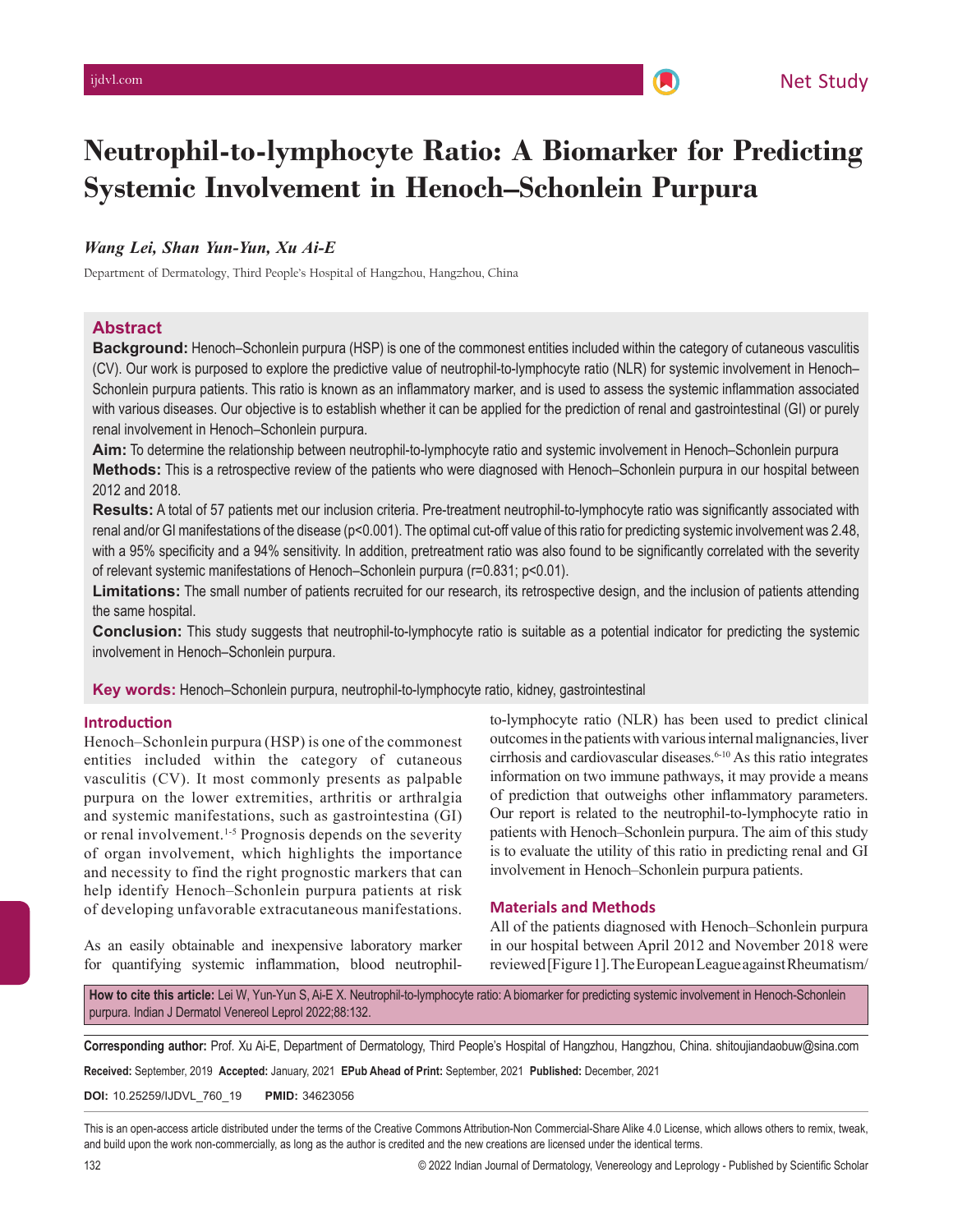Net Study

# Neutrophil-to-lymphocyte Ratio: A Biomarker for Predicting Systemic Involvement in Henoch–Schonlein Purpura

*Wang Lei, Shan Yun-Yun, Xu Ai-E*

Department of Dermatology, Third People's Hospital of Hangzhou, Hangzhou, China

## Abstract

**Background:** Henoch–Schonlein purpura (HSP) is one of the commonest entities included within the category of cutaneous vasculitis (CV). Our work is purposed to explore the predictive value of neutrophil-to-lymphocyte ratio (NLR) for systemic involvement in Henoch–Schonlein purpura patients. This ratio is known as an inflammatory marker, and is used to assess the systemic inflammation associated with various diseases. Our objective is to establish whether it can be applied for the prediction of renal and gastrointestinal (GI) or purely renal involvement in Henoch–Schonlein purpura.

**Aim:** To determine the relationship between neutrophil-to-lymphocyte ratio and systemic involvement in Henoch–Schonlein purpura

**Methods:** This is a retrospective review of the patients who were diagnosed with Henoch–Schonlein purpura in our hospital between 2012 and 2018.

**Results:** A total of 57 patients met our inclusion criteria. Pre-treatment neutrophil-to-lymphocyte ratio was significantly associated with renal and/or GI manifestations of the disease ($p<0.001$). The optimal cut-off value of this ratio for predicting systemic involvement was 2.48, with a 95% specificity and a 94% sensitivity. In addition, pretreatment ratio was also found to be significantly correlated with the severity of relevant systemic manifestations of Henoch–Schonlein purpura ($r=0.831$; $p<0.01$).

**Limitations:** The small number of patients recruited for our research, its retrospective design, and the inclusion of patients attending the same hospital.

**Conclusion:** This study suggests that neutrophil-to-lymphocyte ratio is suitable as a potential indicator for predicting the systemic involvement in Henoch–Schonlein purpura.

**Key words:** Henoch–Schonlein purpura, neutrophil-to-lymphocyte ratio, kidney, gastrointestinal

## Introduction

Henoch–Schonlein purpura (HSP) is one of the commonest entities included within the category of cutaneous vasculitis (CV). It most commonly presents as palpable purpura on the lower extremities, arthritis or arthralgia and systemic manifestations, such as gastrointestina (GI) or renal involvement.[1-5] Prognosis depends on the severity of organ involvement, which highlights the importance and necessity to find the right prognostic markers that can help identify Henoch–Schonlein purpura patients at risk of developing unfavorable extracutaneous manifestations.

As an easily obtainable and inexpensive laboratory marker for quantifying systemic inflammation, blood neutrophil-to-lymphocyte ratio (NLR) has been used to predict clinical outcomes in the patients with various internal malignancies, liver cirrhosis and cardiovascular diseases.[6-10] As this ratio integrates information on two immune pathways, it may provide a means of prediction that outweighs other inflammatory parameters. Our report is related to the neutrophil-to-lymphocyte ratio in patients with Henoch–Schonlein purpura. The aim of this study is to evaluate the utility of this ratio in predicting renal and GI involvement in Henoch–Schonlein purpura patients.

## Materials and Methods

All of the patients diagnosed with Henoch–Schonlein purpura in our hospital between April 2012 and November 2018 were reviewed [Figure 1]. The European League against Rheumatism/

**How to cite this article:** Lei W, Yun-Yun S, Ai-E X. Neutrophil-to-lymphocyte ratio: A biomarker for predicting systemic involvement in Henoch-Schonlein purpura. Indian J Dermatol Venereol Leprol 2022;88:132.

**Corresponding author:** Prof. Xu Ai-E, Department of Dermatology, Third People's Hospital of Hangzhou, Hangzhou, China. shitoujiandaobuw@sina.com

**Received:** September, 2019 **Accepted:** January, 2021 **EPub Ahead of Print:** September, 2021 **Published:** December, 2021

**DOI:** 10.25259/IJDVL_760_19 **PMID:** 34623056

This is an open-access article distributed under the terms of the Creative Commons Attribution-Non Commercial-Share Alike 4.0 License, which allows others to remix, tweak, and build upon the work non-commercially, as long as the author is credited and the new creations are licensed under the identical terms.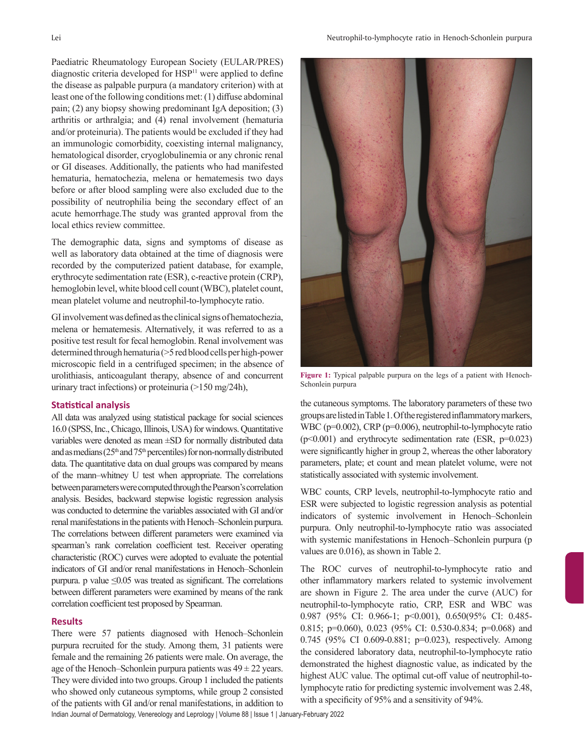Paediatric Rheumatology European Society (EULAR/PRES) diagnostic criteria developed for HSP[11] were applied to define the disease as palpable purpura (a mandatory criterion) with at least one of the following conditions met: (1) diffuse abdominal pain; (2) any biopsy showing predominant IgA deposition; (3) arthritis or arthralgia; and (4) renal involvement (hematuria and/or proteinuria). The patients would be excluded if they had an immunologic comorbidity, coexisting internal malignancy, hematological disorder, cryoglobulinemia or any chronic renal or GI diseases. Additionally, the patients who had manifested hematuria, hematochezia, melena or hematemesis two days before or after blood sampling were also excluded due to the possibility of neutrophilia being the secondary effect of an acute hemorrhage.The study was granted approval from the local ethics review committee.

The demographic data, signs and symptoms of disease as well as laboratory data obtained at the time of diagnosis were recorded by the computerized patient database, for example, erythrocyte sedimentation rate (ESR), c-reactive protein (CRP), hemoglobin level, white blood cell count (WBC), platelet count, mean platelet volume and neutrophil-to-lymphocyte ratio.

GI involvement was defined as the clinical signs of hematochezia, melena or hematemesis. Alternatively, it was referred to as a positive test result for fecal hemoglobin. Renal involvement was determined through hematuria (>5 red blood cells per high-power microscopic field in a centrifuged specimen; in the absence of urolithiasis, anticoagulant therapy, absence of and concurrent urinary tract infections) or proteinuria (>150 mg/24h),

## Statistical analysis

All data was analyzed using statistical package for social sciences 16.0 (SPSS, Inc., Chicago, Illinois, USA) for windows. Quantitative variables were denoted as mean ±SD for normally distributed data and as medians (25th and 75th percentiles) for non-normally distributed data. The quantitative data on dual groups was compared by means of the mann–whitney U test when appropriate. The correlations between parameters were computed through the Pearson's correlation analysis. Besides, backward stepwise logistic regression analysis was conducted to determine the variables associated with GI and/or renal manifestations in the patients with Henoch–Schonlein purpura. The correlations between different parameters were examined via spearman's rank correlation coefficient test. Receiver operating characteristic (ROC) curves were adopted to evaluate the potential indicators of GI and/or renal manifestations in Henoch–Schonlein purpura. p value ≤0.05 was treated as significant. The correlations between different parameters were examined by means of the rank correlation coefficient test proposed by Spearman.

## Results

There were 57 patients diagnosed with Henoch–Schonlein purpura recruited for the study. Among them, 31 patients were female and the remaining 26 patients were male. On average, the age of the Henoch–Schonlein purpura patients was 49 ± 22 years. They were divided into two groups. Group 1 included the patients who showed only cutaneous symptoms, while group 2 consisted of the patients with GI and/or renal manifestations, in addition to the cutaneous symptoms. The laboratory parameters of these two groups are listed in Table 1. Of the registered inflammatory markers, WBC (p=0.002), CRP (p=0.006), neutrophil-to-lymphocyte ratio (p<0.001) and erythrocyte sedimentation rate (ESR, p=0.023) were significantly higher in group 2, whereas the other laboratory parameters, plate; et count and mean platelet volume, were not statistically associated with systemic involvement.

Figure 1: Typical palpable purpura on the legs of a patient with Henoch-Schonlein purpura

WBC counts, CRP levels, neutrophil-to-lymphocyte ratio and ESR were subjected to logistic regression analysis as potential indicators of systemic involvement in Henoch–Schonlein purpura. Only neutrophil-to-lymphocyte ratio was associated with systemic manifestations in Henoch–Schonlein purpura (p values are 0.016), as shown in Table 2.

The ROC curves of neutrophil-to-lymphocyte ratio and other inflammatory markers related to systemic involvement are shown in Figure 2. The area under the curve (AUC) for neutrophil-to-lymphocyte ratio, CRP, ESR and WBC was 0.987 (95% CI: 0.966-1; p<0.001), 0.650(95% CI: 0.485-0.815; p=0.060), 0.023 (95% CI: 0.530-0.834; p=0.068) and 0.745 (95% CI 0.609-0.881; p=0.023), respectively. Among the considered laboratory data, neutrophil-to-lymphocyte ratio demonstrated the highest diagnostic value, as indicated by the highest AUC value. The optimal cut-off value of neutrophil-to-lymphocyte ratio for predicting systemic involvement was 2.48, with a specificity of 95% and a sensitivity of 94%.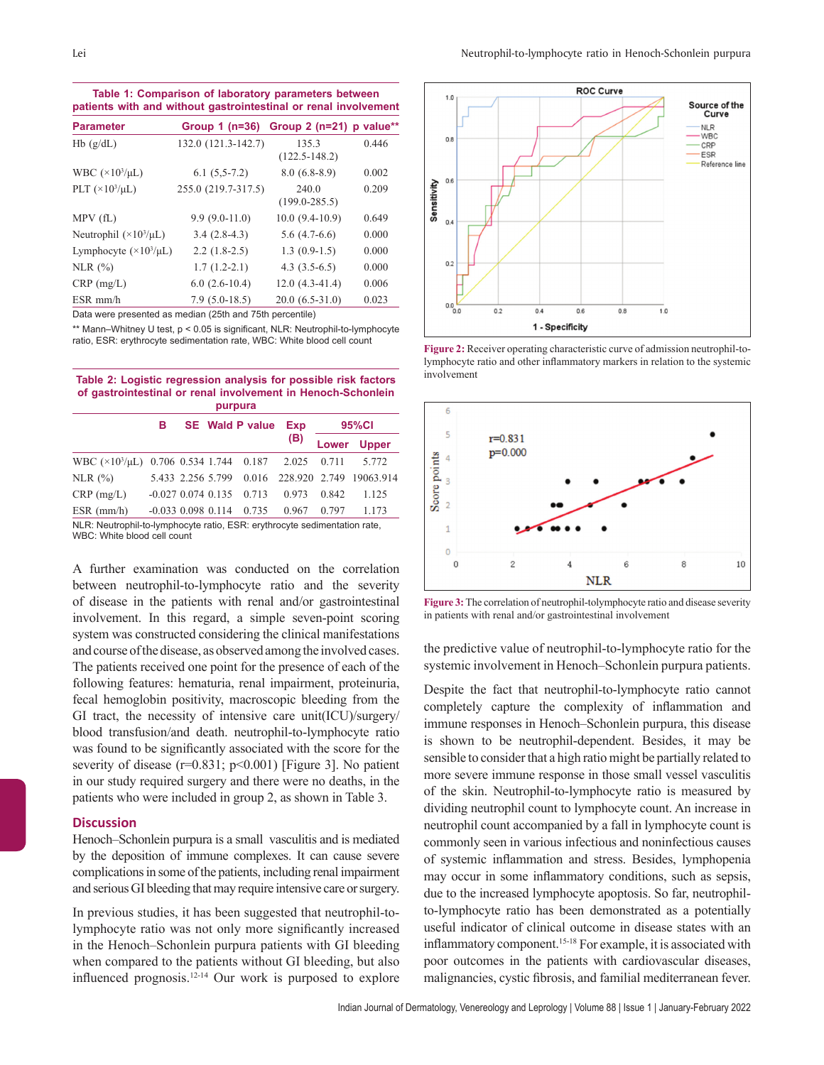**Table 1: Comparison of laboratory parameters between patients with and without gastrointestinal or renal involvement**

| Parameter | Group 1 (n=36) | Group 2 (n=21) | p value** |
|---|---|---|---|
| Hb (g/dL) | 132.0 (121.3-142.7) | 135.3 (122.5-148.2) | 0.446 |
| WBC ($\times 10^3/\mu L$) | 6.1 (5,5-7.2) | 8.0 (6.8-8.9) | 0.002 |
| PLT ($\times 10^3/\mu L$) | 255.0 (219.7-317.5) | 240.0 (199.0-285.5) | 0.209 |
| MPV (fL) | 9.9 (9.0-11.0) | 10.0 (9.4-10.9) | 0.649 |
| Neutrophil ($\times 10^3/\mu L$) | 3.4 (2.8-4.3) | 5.6 (4.7-6.6) | 0.000 |
| Lymphocyte ($\times 10^3/\mu L$) | 2.2 (1.8-2.5) | 1.3 (0.9-1.5) | 0.000 |
| NLR (%) | 1.7 (1.2-2.1) | 4.3 (3.5-6.5) | 0.000 |
| CRP (mg/L) | 6.0 (2.6-10.4) | 12.0 (4.3-41.4) | 0.006 |
| ESR mm/h | 7.9 (5.0-18.5) | 20.0 (6.5-31.0) | 0.023 |

Data were presented as median (25th and 75th percentile)

** Mann–Whitney U test, $p < 0.05$ is significant, NLR: Neutrophil-to-lymphocyte ratio, ESR: erythrocyte sedimentation rate, WBC: White blood cell count

**Table 2: Logistic regression analysis for possible risk factors of gastrointestinal or renal involvement in Henoch-Schonlein purpura**

| | B | SE | Wald | P value | Exp (B) | 95%CI | |
|---|---|---|---|---|---|---|---|
| | | | | | | Lower | Upper |
| WBC ($\times 10^3/\mu L$) | 0.706 | 0.534 | 1.744 | 0.187 | 2.025 | 0.711 | 5.772 |
| NLR (%) | 5.433 | 2.256 | 5.799 | 0.016 | 228.920 | 2.749 | 19063.914 |
| CRP (mg/L) | -0.027 | 0.074 | 0.135 | 0.713 | 0.973 | 0.842 | 1.125 |
| ESR (mm/h) | -0.033 | 0.098 | 0.114 | 0.735 | 0.967 | 0.797 | 1.173 |

NLR: Neutrophil-to-lymphocyte ratio, ESR: erythrocyte sedimentation rate, WBC: White blood cell count

A further examination was conducted on the correlation between neutrophil-to-lymphocyte ratio and the severity of disease in the patients with renal and/or gastrointestinal involvement. In this regard, a simple seven-point scoring system was constructed considering the clinical manifestations and course of the disease, as observed among the involved cases. The patients received one point for the presence of each of the following features: hematuria, renal impairment, proteinuria, fecal hemoglobin positivity, macroscopic bleeding from the GI tract, the necessity of intensive care unit(ICU)/surgery/blood transfusion/and death. neutrophil-to-lymphocyte ratio was found to be significantly associated with the score for the severity of disease ($r=0.831$; $p<0.001$) [Figure 3]. No patient in our study required surgery and there were no deaths, in the patients who were included in group 2, as shown in Table 3.

## Discussion

Henoch–Schonlein purpura is a small vasculitis and is mediated by the deposition of immune complexes. It can cause severe complications in some of the patients, including renal impairment and serious GI bleeding that may require intensive care or surgery.

In previous studies, it has been suggested that neutrophil-to-lymphocyte ratio was not only more significantly increased in the Henoch–Schonlein purpura patients with GI bleeding when compared to the patients without GI bleeding, but also influenced prognosis.[12-14] Our work is purposed to explore the predictive value of neutrophil-to-lymphocyte ratio for the systemic involvement in Henoch–Schonlein purpura patients.

Figure 2: Receiver operating characteristic curve of admission neutrophil-to-lymphocyte ratio and other inflammatory markers in relation to the systemic involvement

Figure 3: The correlation of neutrophil-tolymphocyte ratio and disease severity in patients with renal and/or gastrointestinal involvement

Despite the fact that neutrophil-to-lymphocyte ratio cannot completely capture the complexity of inflammation and immune responses in Henoch–Schonlein purpura, this disease is shown to be neutrophil-dependent. Besides, it may be sensible to consider that a high ratio might be partially related to more severe immune response in those small vessel vasculitis of the skin. Neutrophil-to-lymphocyte ratio is measured by dividing neutrophil count to lymphocyte count. An increase in neutrophil count accompanied by a fall in lymphocyte count is commonly seen in various infectious and noninfectious causes of systemic inflammation and stress. Besides, lymphopenia may occur in some inflammatory conditions, such as sepsis, due to the increased lymphocyte apoptosis. So far, neutrophil-to-lymphocyte ratio has been demonstrated as a potentially useful indicator of clinical outcome in disease states with an inflammatory component.[15-18] For example, it is associated with poor outcomes in the patients with cardiovascular diseases, malignancies, cystic fibrosis, and familial mediterranean fever.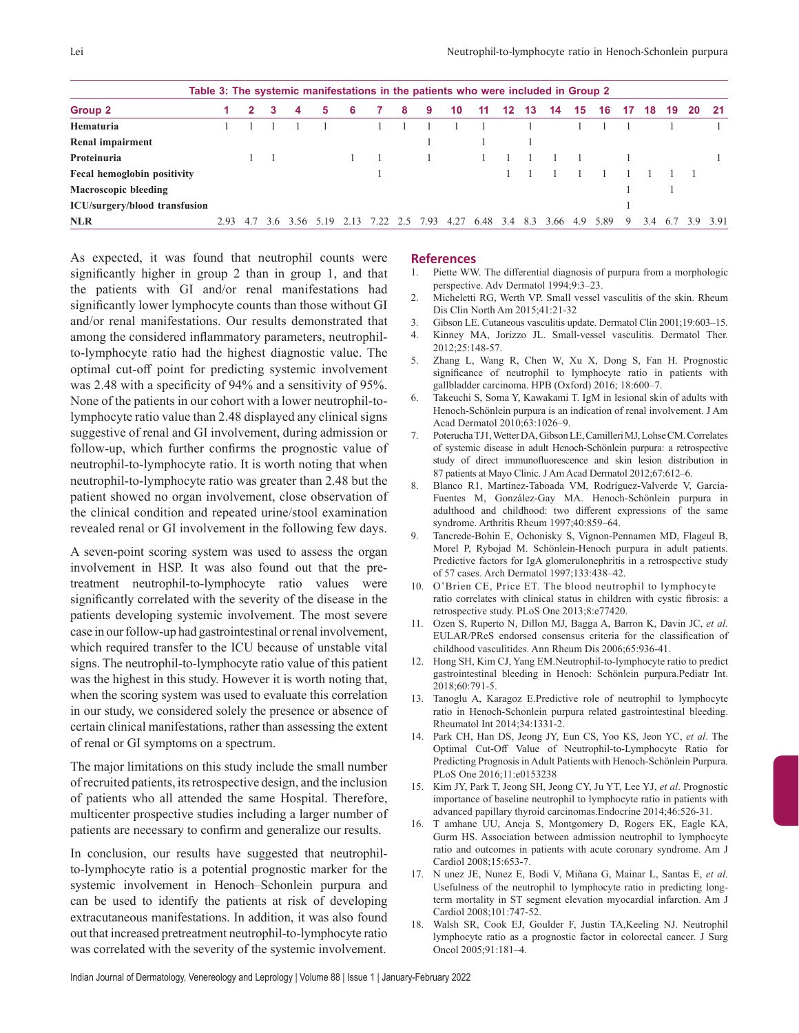**Table 3: The systemic manifestations in the patients who were included in Group 2**

| Group 2 | 1 | 2 | 3 | 4 | 5 | 6 | 7 | 8 | 9 | 10 | 11 | 12 | 13 | 14 | 15 | 16 | 17 | 18 | 19 | 20 | 21 |
|---|---|---|---|---|---|---|---|---|---|---|---|---|---|---|---|---|---|---|---|---|---|
| **Hematuria** | 1 | 1 | 1 | 1 | 1 | | 1 | 1 | 1 | 1 | 1 | | 1 | | 1 | 1 | 1 | | 1 | | 1 |
| **Renal impairment** | | | | | | | | | 1 | | 1 | | 1 | | | | | | | | |
| **Proteinuria** | | 1 | 1 | | | 1 | 1 | | 1 | | 1 | 1 | 1 | 1 | 1 | | 1 | | | | 1 |
| **Fecal hemoglobin positivity** | | | | | | | 1 | | | | | 1 | 1 | 1 | 1 | 1 | 1 | 1 | 1 | 1 | |
| **Macroscopic bleeding** | | | | | | | | | | | | | | | | | 1 | | 1 | | |
| **ICU/surgery/blood transfusion** | | | | | | | | | | | | | | | | | 1 | | | | |
| **NLR** | 2.93 | 4.7 | 3.6 | 3.56 | 5.19 | 2.13 | 7.22 | 2.5 | 7.93 | 4.27 | 6.48 | 3.4 | 8.3 | 3.66 | 4.9 | 5.89 | 9 | 3.4 | 6.7 | 3.9 | 3.91 |

As expected, it was found that neutrophil counts were significantly higher in group 2 than in group 1, and that the patients with GI and/or renal manifestations had significantly lower lymphocyte counts than those without GI and/or renal manifestations. Our results demonstrated that among the considered inflammatory parameters, neutrophil-to-lymphocyte ratio had the highest diagnostic value. The optimal cut-off point for predicting systemic involvement was 2.48 with a specificity of 94% and a sensitivity of 95%. None of the patients in our cohort with a lower neutrophil-to-lymphocyte ratio value than 2.48 displayed any clinical signs suggestive of renal and GI involvement, during admission or follow-up, which further confirms the prognostic value of neutrophil-to-lymphocyte ratio. It is worth noting that when neutrophil-to-lymphocyte ratio was greater than 2.48 but the patient showed no organ involvement, close observation of the clinical condition and repeated urine/stool examination revealed renal or GI involvement in the following few days.

A seven-point scoring system was used to assess the organ involvement in HSP. It was also found out that the pre-treatment neutrophil-to-lymphocyte ratio values were significantly correlated with the severity of the disease in the patients developing systemic involvement. The most severe case in our follow-up had gastrointestinal or renal involvement, which required transfer to the ICU because of unstable vital signs. The neutrophil-to-lymphocyte ratio value of this patient was the highest in this study. However it is worth noting that, when the scoring system was used to evaluate this correlation in our study, we considered solely the presence or absence of certain clinical manifestations, rather than assessing the extent of renal or GI symptoms on a spectrum.

The major limitations on this study include the small number of recruited patients, its retrospective design, and the inclusion of patients who all attended the same Hospital. Therefore, multicenter prospective studies including a larger number of patients are necessary to confirm and generalize our results.

In conclusion, our results have suggested that neutrophil-to-lymphocyte ratio is a potential prognostic marker for the systemic involvement in Henoch–Schonlein purpura and can be used to identify the patients at risk of developing extracutaneous manifestations. In addition, it was also found out that increased pretreatment neutrophil-to-lymphocyte ratio was correlated with the severity of the systemic involvement.

## References

1. Piette WW. The differential diagnosis of purpura from a morphologic perspective. Adv Dermatol 1994;9:3–23.
2. Micheletti RG, Werth VP. Small vessel vasculitis of the skin. Rheum Dis Clin North Am 2015;41:21-32
3. Gibson LE. Cutaneous vasculitis update. Dermatol Clin 2001;19:603–15.
4. Kinney MA, Jorizzo JL. Small-vessel vasculitis. Dermatol Ther. 2012;25:148-57.
5. Zhang L, Wang R, Chen W, Xu X, Dong S, Fan H. Prognostic significance of neutrophil to lymphocyte ratio in patients with gallbladder carcinoma. HPB (Oxford) 2016; 18:600–7.
6. Takeuchi S, Soma Y, Kawakami T. IgM in lesional skin of adults with Henoch-Schönlein purpura is an indication of renal involvement. J Am Acad Dermatol 2010;63:1026–9.
7. Poterucha TJ1, Wetter DA, Gibson LE, Camilleri MJ, Lohse CM. Correlates of systemic disease in adult Henoch-Schönlein purpura: a retrospective study of direct immunofluorescence and skin lesion distribution in 87 patients at Mayo Clinic. J Am Acad Dermatol 2012;67:612–6.
8. Blanco R1, Martínez-Taboada VM, Rodríguez-Valverde V, García-Fuentes M, González-Gay MA. Henoch-Schönlein purpura in adulthood and childhood: two different expressions of the same syndrome. Arthritis Rheum 1997;40:859–64.
9. Tancrede-Bohin E, Ochonisky S, Vignon-Pennamen MD, Flageul B, Morel P, Rybojad M. Schönlein-Henoch purpura in adult patients. Predictive factors for IgA glomerulonephritis in a retrospective study of 57 cases. Arch Dermatol 1997;133:438–42.
10. O'Brien CE, Price ET. The blood neutrophil to lymphocyte ratio correlates with clinical status in children with cystic fibrosis: a retrospective study. PLoS One 2013;8:e77420.
11. Ozen S, Ruperto N, Dillon MJ, Bagga A, Barron K, Davin JC, *et al*. EULAR/PReS endorsed consensus criteria for the classification of childhood vasculitides. Ann Rheum Dis 2006;65:936-41.
12. Hong SH, Kim CJ, Yang EM.Neutrophil-to-lymphocyte ratio to predict gastrointestinal bleeding in Henoch: Schönlein purpura.Pediatr Int. 2018;60:791-5.
13. Tanoglu A, Karagoz E.Predictive role of neutrophil to lymphocyte ratio in Henoch-Schonlein purpura related gastrointestinal bleeding. Rheumatol Int 2014;34:1331-2.
14. Park CH, Han DS, Jeong JY, Eun CS, Yoo KS, Jeon YC, *et al*. The Optimal Cut-Off Value of Neutrophil-to-Lymphocyte Ratio for Predicting Prognosis in Adult Patients with Henoch-Schönlein Purpura. PLoS One 2016;11:e0153238
15. Kim JY, Park T, Jeong SH, Jeong CY, Ju YT, Lee YJ, *et al*. Prognostic importance of baseline neutrophil to lymphocyte ratio in patients with advanced papillary thyroid carcinomas.Endocrine 2014;46:526-31.
16. T amhane UU, Aneja S, Montgomery D, Rogers EK, Eagle KA, Gurm HS. Association between admission neutrophil to lymphocyte ratio and outcomes in patients with acute coronary syndrome. Am J Cardiol 2008;15:653-7.
17. N unez JE, Nunez E, Bodi V, Miñana G, Mainar L, Santas E, *et al*. Usefulness of the neutrophil to lymphocyte ratio in predicting long-term mortality in ST segment elevation myocardial infarction. Am J Cardiol 2008;101:747-52.
18. Walsh SR, Cook EJ, Goulder F, Justin TA,Keeling NJ. Neutrophil lymphocyte ratio as a prognostic factor in colorectal cancer. J Surg Oncol 2005;91:181–4.